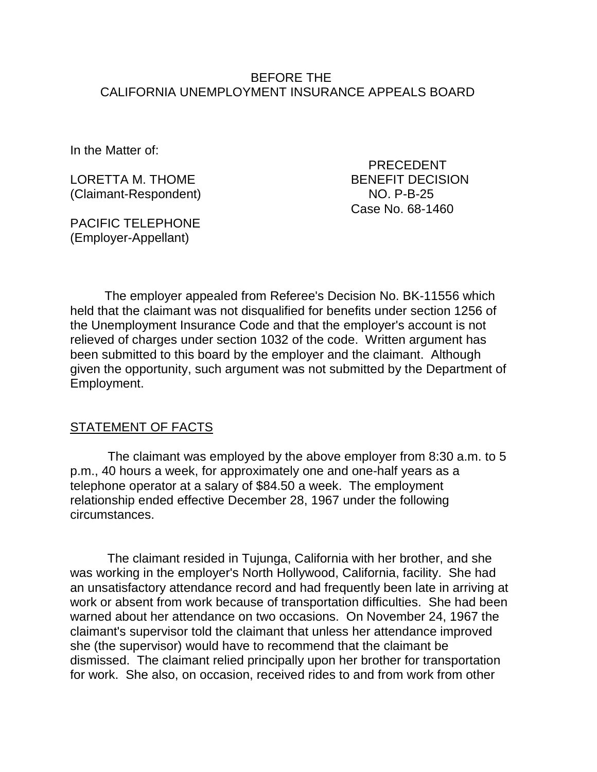BEFORE THE
CALIFORNIA UNEMPLOYMENT INSURANCE APPEALS BOARD

In the Matter of:

LORETTA M. THOME
(Claimant-Respondent)

PACIFIC TELEPHONE
(Employer-Appellant)

PRECEDENT
BENEFIT DECISION
NO. P-B-25
Case No. 68-1460

The employer appealed from Referee's Decision No. BK-11556 which held that the claimant was not disqualified for benefits under section 1256 of the Unemployment Insurance Code and that the employer's account is not relieved of charges under section 1032 of the code. Written argument has been submitted to this board by the employer and the claimant. Although given the opportunity, such argument was not submitted by the Department of Employment.

STATEMENT OF FACTS

The claimant was employed by the above employer from 8:30 a.m. to 5 p.m., 40 hours a week, for approximately one and one-half years as a telephone operator at a salary of $84.50 a week. The employment relationship ended effective December 28, 1967 under the following circumstances.

The claimant resided in Tujunga, California with her brother, and she was working in the employer's North Hollywood, California, facility. She had an unsatisfactory attendance record and had frequently been late in arriving at work or absent from work because of transportation difficulties. She had been warned about her attendance on two occasions. On November 24, 1967 the claimant's supervisor told the claimant that unless her attendance improved she (the supervisor) would have to recommend that the claimant be dismissed. The claimant relied principally upon her brother for transportation for work. She also, on occasion, received rides to and from work from other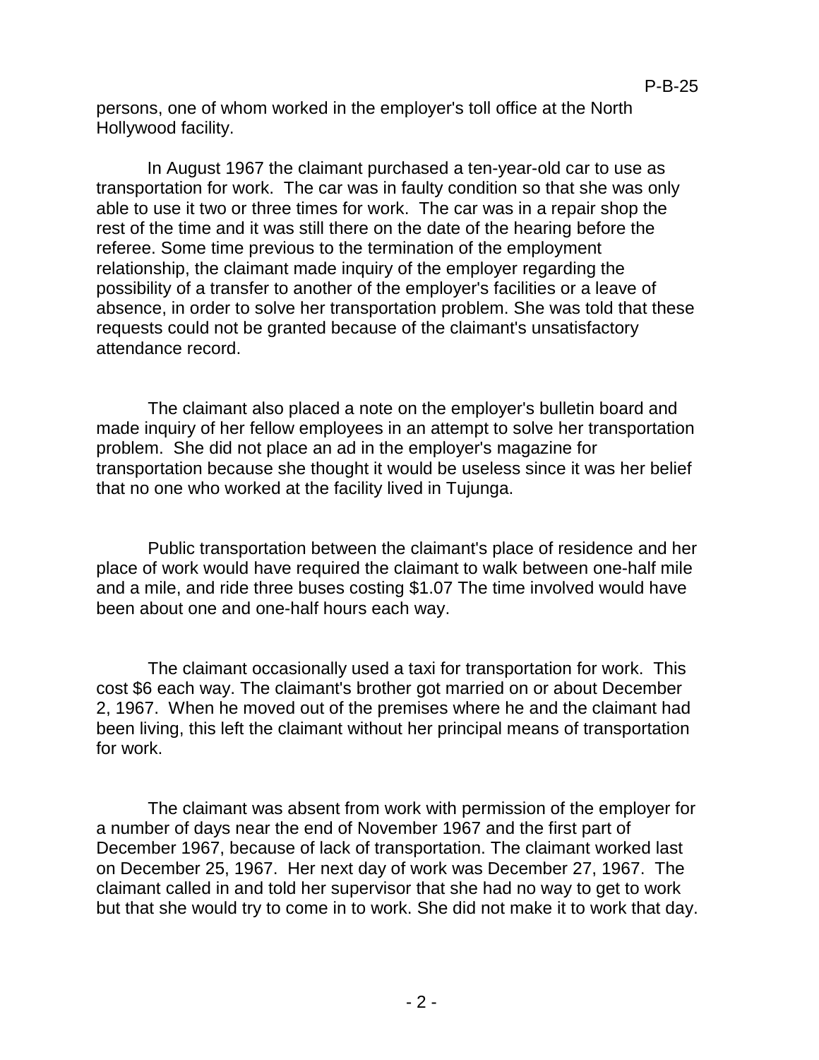persons, one of whom worked in the employer's toll office at the North Hollywood facility.

In August 1967 the claimant purchased a ten-year-old car to use as transportation for work. The car was in faulty condition so that she was only able to use it two or three times for work. The car was in a repair shop the rest of the time and it was still there on the date of the hearing before the referee. Some time previous to the termination of the employment relationship, the claimant made inquiry of the employer regarding the possibility of a transfer to another of the employer's facilities or a leave of absence, in order to solve her transportation problem. She was told that these requests could not be granted because of the claimant's unsatisfactory attendance record.

The claimant also placed a note on the employer's bulletin board and made inquiry of her fellow employees in an attempt to solve her transportation problem. She did not place an ad in the employer's magazine for transportation because she thought it would be useless since it was her belief that no one who worked at the facility lived in Tujunga.

Public transportation between the claimant's place of residence and her place of work would have required the claimant to walk between one-half mile and a mile, and ride three buses costing $1.07 The time involved would have been about one and one-half hours each way.

The claimant occasionally used a taxi for transportation for work. This cost $6 each way. The claimant's brother got married on or about December 2, 1967. When he moved out of the premises where he and the claimant had been living, this left the claimant without her principal means of transportation for work.

The claimant was absent from work with permission of the employer for a number of days near the end of November 1967 and the first part of December 1967, because of lack of transportation. The claimant worked last on December 25, 1967. Her next day of work was December 27, 1967. The claimant called in and told her supervisor that she had no way to get to work but that she would try to come in to work. She did not make it to work that day.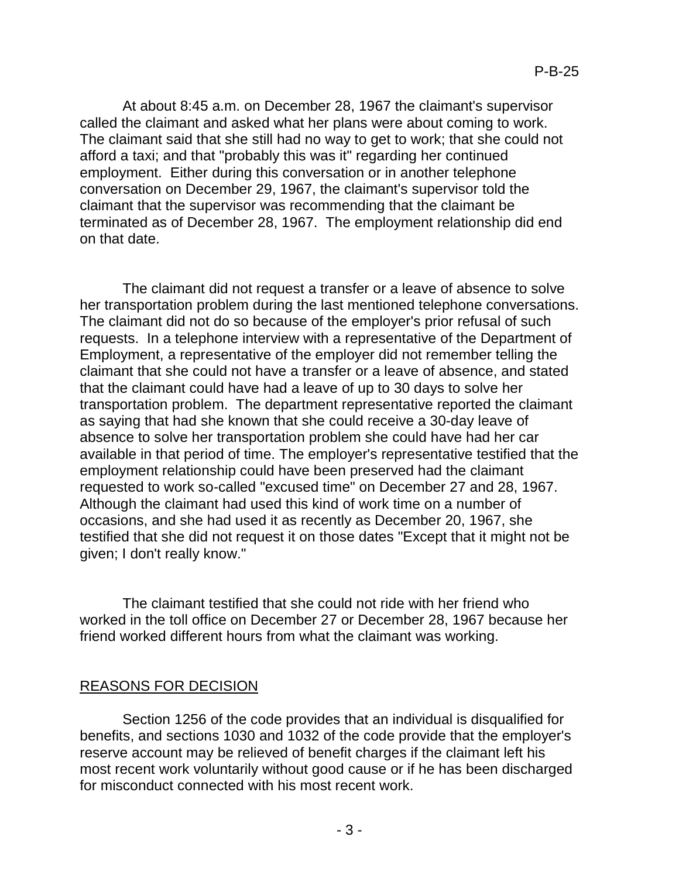At about 8:45 a.m. on December 28, 1967 the claimant's supervisor called the claimant and asked what her plans were about coming to work. The claimant said that she still had no way to get to work; that she could not afford a taxi; and that "probably this was it" regarding her continued employment. Either during this conversation or in another telephone conversation on December 29, 1967, the claimant's supervisor told the claimant that the supervisor was recommending that the claimant be terminated as of December 28, 1967. The employment relationship did end on that date.

The claimant did not request a transfer or a leave of absence to solve her transportation problem during the last mentioned telephone conversations. The claimant did not do so because of the employer's prior refusal of such requests. In a telephone interview with a representative of the Department of Employment, a representative of the employer did not remember telling the claimant that she could not have a transfer or a leave of absence, and stated that the claimant could have had a leave of up to 30 days to solve her transportation problem. The department representative reported the claimant as saying that had she known that she could receive a 30-day leave of absence to solve her transportation problem she could have had her car available in that period of time. The employer's representative testified that the employment relationship could have been preserved had the claimant requested to work so-called "excused time" on December 27 and 28, 1967. Although the claimant had used this kind of work time on a number of occasions, and she had used it as recently as December 20, 1967, she testified that she did not request it on those dates "Except that it might not be given; I don't really know."

The claimant testified that she could not ride with her friend who worked in the toll office on December 27 or December 28, 1967 because her friend worked different hours from what the claimant was working.

## REASONS FOR DECISION

Section 1256 of the code provides that an individual is disqualified for benefits, and sections 1030 and 1032 of the code provide that the employer's reserve account may be relieved of benefit charges if the claimant left his most recent work voluntarily without good cause or if he has been discharged for misconduct connected with his most recent work.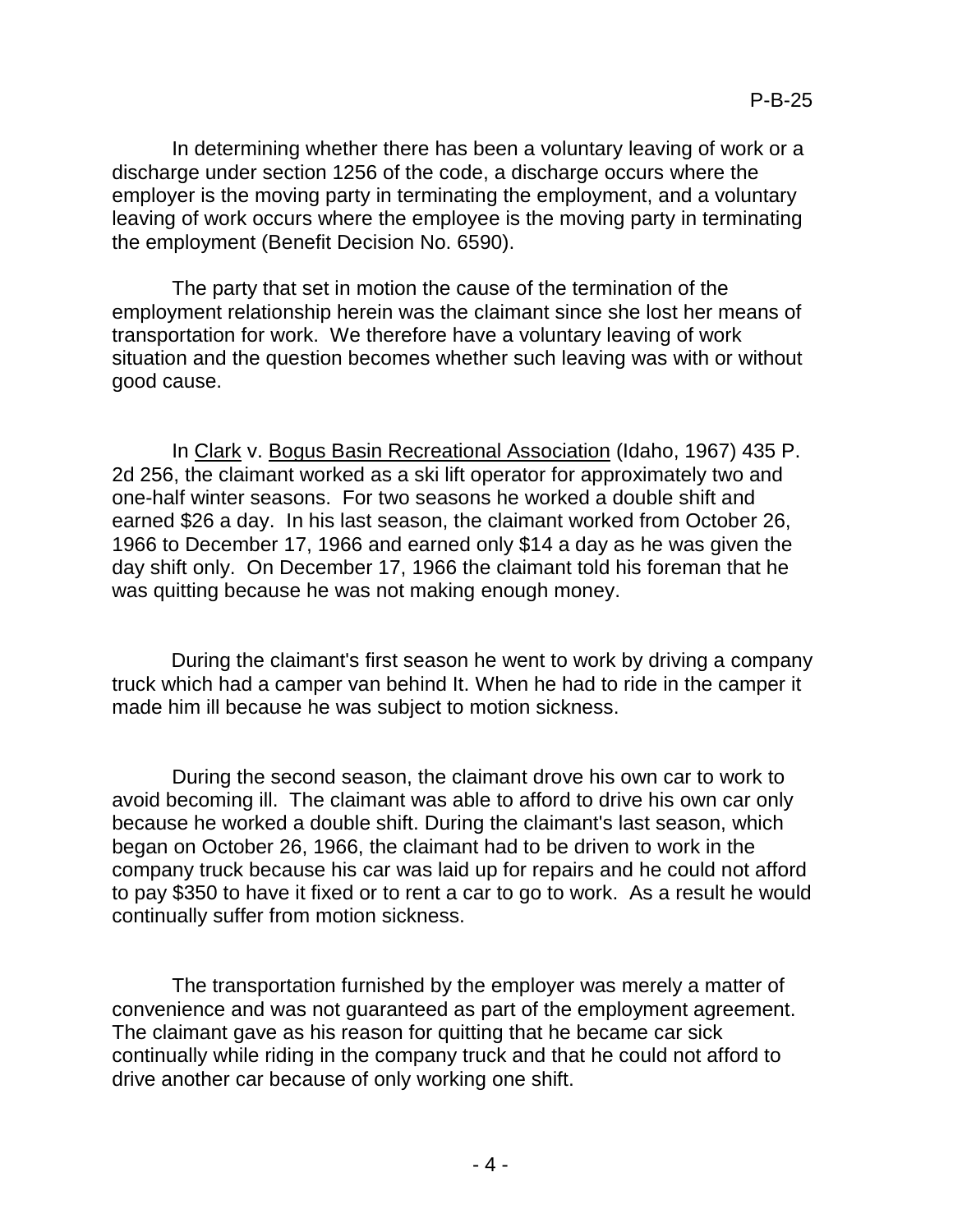In determining whether there has been a voluntary leaving of work or a discharge under section 1256 of the code, a discharge occurs where the employer is the moving party in terminating the employment, and a voluntary leaving of work occurs where the employee is the moving party in terminating the employment (Benefit Decision No. 6590).

The party that set in motion the cause of the termination of the employment relationship herein was the claimant since she lost her means of transportation for work. We therefore have a voluntary leaving of work situation and the question becomes whether such leaving was with or without good cause.

In Clark v. Bogus Basin Recreational Association (Idaho, 1967) 435 P. 2d 256, the claimant worked as a ski lift operator for approximately two and one-half winter seasons. For two seasons he worked a double shift and earned $26 a day. In his last season, the claimant worked from October 26, 1966 to December 17, 1966 and earned only $14 a day as he was given the day shift only. On December 17, 1966 the claimant told his foreman that he was quitting because he was not making enough money.

During the claimant's first season he went to work by driving a company truck which had a camper van behind It. When he had to ride in the camper it made him ill because he was subject to motion sickness.

During the second season, the claimant drove his own car to work to avoid becoming ill. The claimant was able to afford to drive his own car only because he worked a double shift. During the claimant's last season, which began on October 26, 1966, the claimant had to be driven to work in the company truck because his car was laid up for repairs and he could not afford to pay $350 to have it fixed or to rent a car to go to work. As a result he would continually suffer from motion sickness.

The transportation furnished by the employer was merely a matter of convenience and was not guaranteed as part of the employment agreement. The claimant gave as his reason for quitting that he became car sick continually while riding in the company truck and that he could not afford to drive another car because of only working one shift.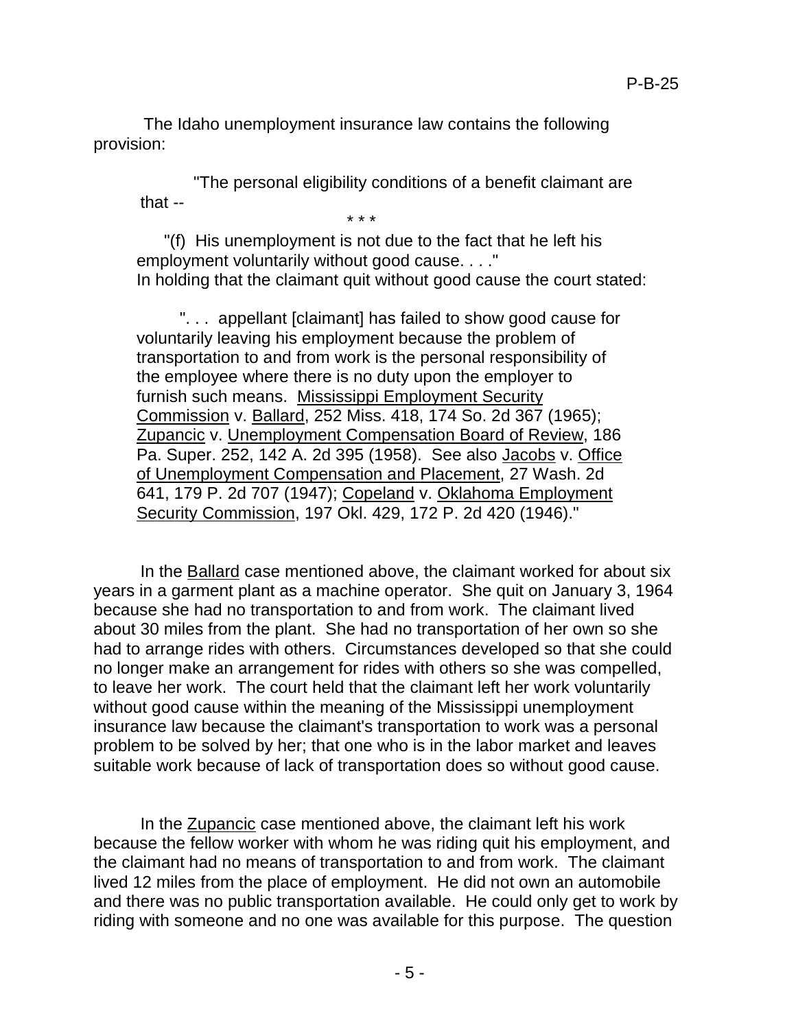The Idaho unemployment insurance law contains the following provision:

> "The personal eligibility conditions of a benefit claimant are that --
>
> \* \* \*
>
> "(f) His unemployment is not due to the fact that he left his employment voluntarily without good cause. . . ."

In holding that the claimant quit without good cause the court stated:

> ". . . appellant [claimant] has failed to show good cause for voluntarily leaving his employment because the problem of transportation to and from work is the personal responsibility of the employee where there is no duty upon the employer to furnish such means. Mississippi Employment Security Commission v. Ballard, 252 Miss. 418, 174 So. 2d 367 (1965); Zupancic v. Unemployment Compensation Board of Review, 186 Pa. Super. 252, 142 A. 2d 395 (1958). See also Jacobs v. Office of Unemployment Compensation and Placement, 27 Wash. 2d 641, 179 P. 2d 707 (1947); Copeland v. Oklahoma Employment Security Commission, 197 Okl. 429, 172 P. 2d 420 (1946)."

In the Ballard case mentioned above, the claimant worked for about six years in a garment plant as a machine operator. She quit on January 3, 1964 because she had no transportation to and from work. The claimant lived about 30 miles from the plant. She had no transportation of her own so she had to arrange rides with others. Circumstances developed so that she could no longer make an arrangement for rides with others so she was compelled, to leave her work. The court held that the claimant left her work voluntarily without good cause within the meaning of the Mississippi unemployment insurance law because the claimant's transportation to work was a personal problem to be solved by her; that one who is in the labor market and leaves suitable work because of lack of transportation does so without good cause.

In the Zupancic case mentioned above, the claimant left his work because the fellow worker with whom he was riding quit his employment, and the claimant had no means of transportation to and from work. The claimant lived 12 miles from the place of employment. He did not own an automobile and there was no public transportation available. He could only get to work by riding with someone and no one was available for this purpose. The question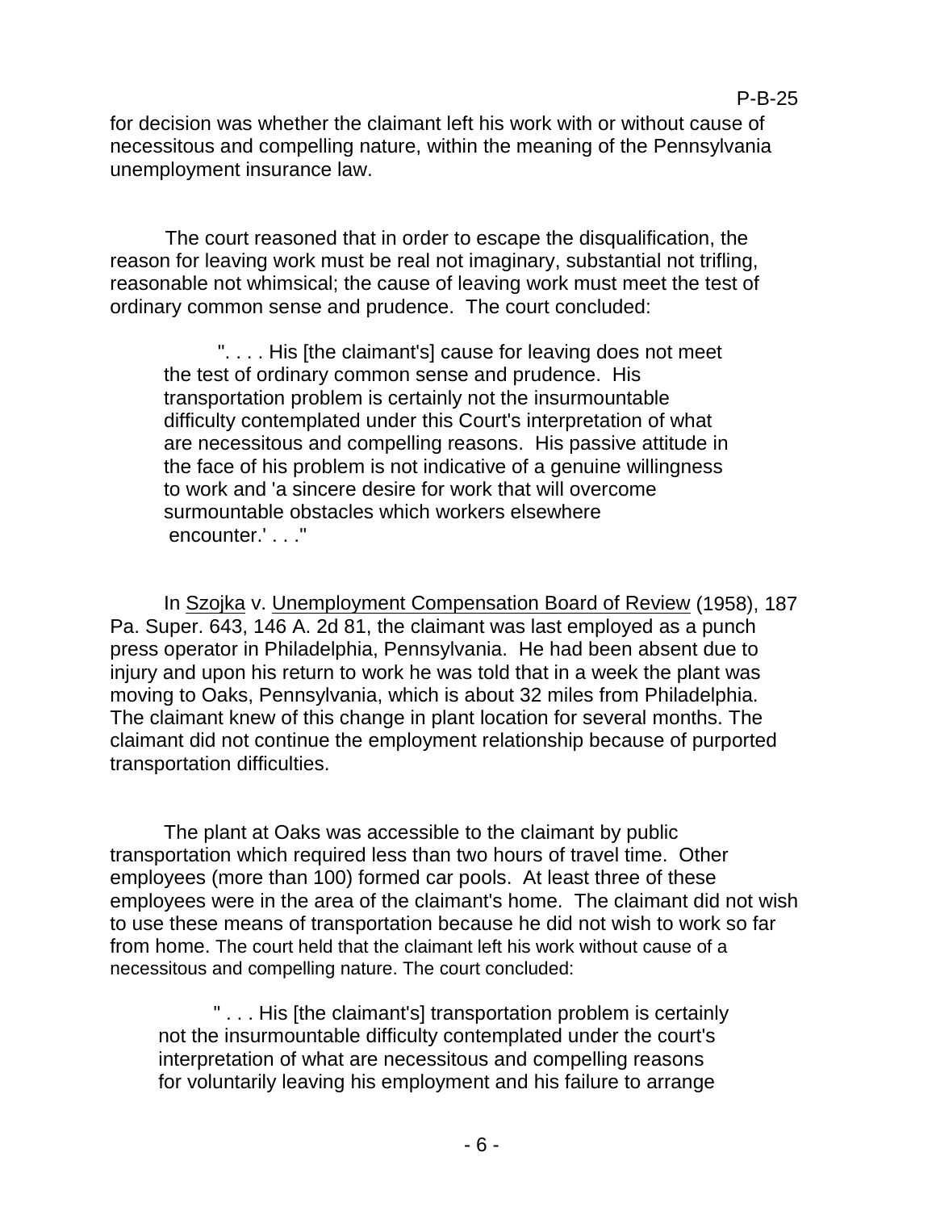for decision was whether the claimant left his work with or without cause of necessitous and compelling nature, within the meaning of the Pennsylvania unemployment insurance law.

The court reasoned that in order to escape the disqualification, the reason for leaving work must be real not imaginary, substantial not trifling, reasonable not whimsical; the cause of leaving work must meet the test of ordinary common sense and prudence. The court concluded:

> ". . . . His [the claimant's] cause for leaving does not meet the test of ordinary common sense and prudence. His transportation problem is certainly not the insurmountable difficulty contemplated under this Court's interpretation of what are necessitous and compelling reasons. His passive attitude in the face of his problem is not indicative of a genuine willingness to work and 'a sincere desire for work that will overcome surmountable obstacles which workers elsewhere encounter.' . . ."

In <u>Szojka</u> v. <u>Unemployment Compensation Board of Review</u> (1958), 187 Pa. Super. 643, 146 A. 2d 81, the claimant was last employed as a punch press operator in Philadelphia, Pennsylvania. He had been absent due to injury and upon his return to work he was told that in a week the plant was moving to Oaks, Pennsylvania, which is about 32 miles from Philadelphia. The claimant knew of this change in plant location for several months. The claimant did not continue the employment relationship because of purported transportation difficulties.

The plant at Oaks was accessible to the claimant by public transportation which required less than two hours of travel time. Other employees (more than 100) formed car pools. At least three of these employees were in the area of the claimant's home. The claimant did not wish to use these means of transportation because he did not wish to work so far from home. The court held that the claimant left his work without cause of a necessitous and compelling nature. The court concluded:

> " . . . His [the claimant's] transportation problem is certainly not the insurmountable difficulty contemplated under the court's interpretation of what are necessitous and compelling reasons for voluntarily leaving his employment and his failure to arrange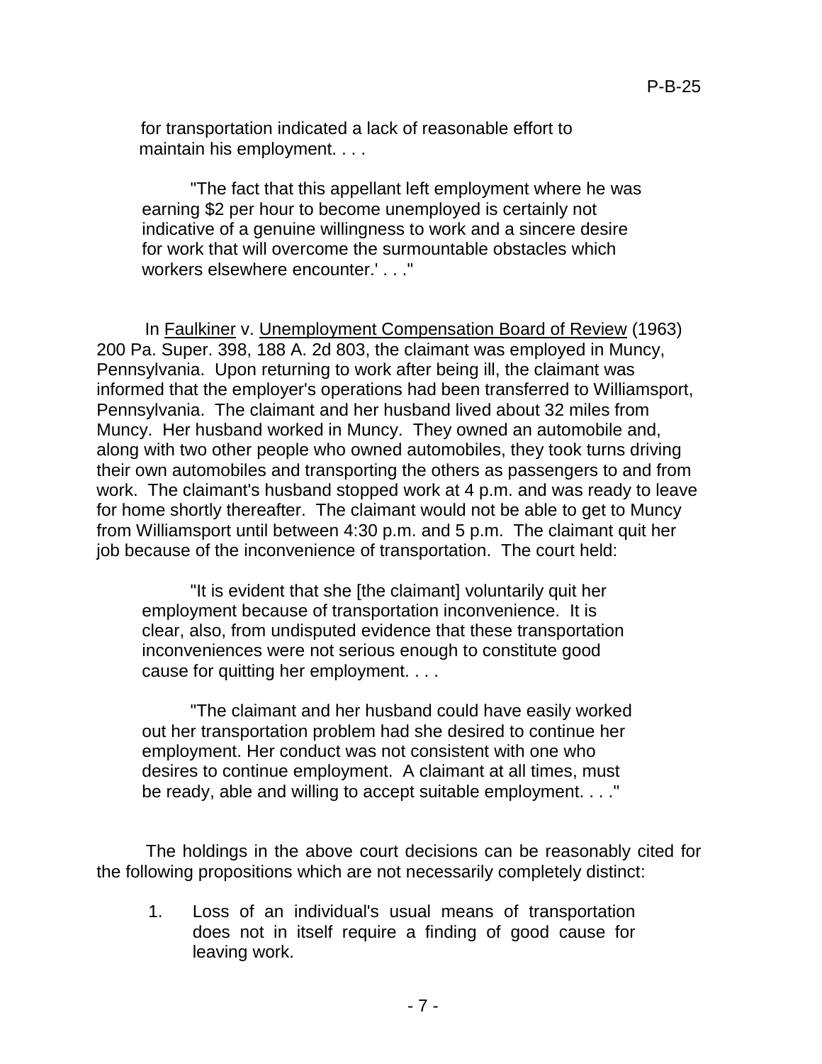for transportation indicated a lack of reasonable effort to maintain his employment. . . .

> "The fact that this appellant left employment where he was earning $2 per hour to become unemployed is certainly not indicative of a genuine willingness to work and a sincere desire for work that will overcome the surmountable obstacles which workers elsewhere encounter.' . . ."

In Faulkiner v. Unemployment Compensation Board of Review (1963) 200 Pa. Super. 398, 188 A. 2d 803, the claimant was employed in Muncy, Pennsylvania. Upon returning to work after being ill, the claimant was informed that the employer's operations had been transferred to Williamsport, Pennsylvania. The claimant and her husband lived about 32 miles from Muncy. Her husband worked in Muncy. They owned an automobile and, along with two other people who owned automobiles, they took turns driving their own automobiles and transporting the others as passengers to and from work. The claimant's husband stopped work at 4 p.m. and was ready to leave for home shortly thereafter. The claimant would not be able to get to Muncy from Williamsport until between 4:30 p.m. and 5 p.m. The claimant quit her job because of the inconvenience of transportation. The court held:

> "It is evident that she [the claimant] voluntarily quit her employment because of transportation inconvenience. It is clear, also, from undisputed evidence that these transportation inconveniences were not serious enough to constitute good cause for quitting her employment. . . .
>
> "The claimant and her husband could have easily worked out her transportation problem had she desired to continue her employment. Her conduct was not consistent with one who desires to continue employment. A claimant at all times, must be ready, able and willing to accept suitable employment. . . ."

The holdings in the above court decisions can be reasonably cited for the following propositions which are not necessarily completely distinct:

1. Loss of an individual's usual means of transportation does not in itself require a finding of good cause for leaving work.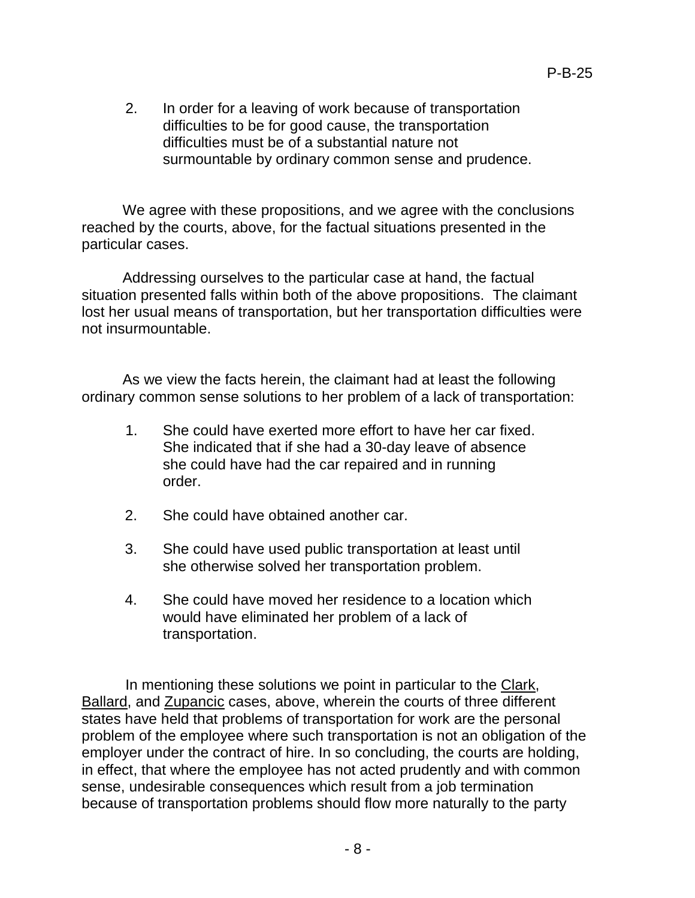2. In order for a leaving of work because of transportation difficulties to be for good cause, the transportation difficulties must be of a substantial nature not surmountable by ordinary common sense and prudence.

We agree with these propositions, and we agree with the conclusions reached by the courts, above, for the factual situations presented in the particular cases.

Addressing ourselves to the particular case at hand, the factual situation presented falls within both of the above propositions. The claimant lost her usual means of transportation, but her transportation difficulties were not insurmountable.

As we view the facts herein, the claimant had at least the following ordinary common sense solutions to her problem of a lack of transportation:

1. She could have exerted more effort to have her car fixed. She indicated that if she had a 30-day leave of absence she could have had the car repaired and in running order.

2. She could have obtained another car.

3. She could have used public transportation at least until she otherwise solved her transportation problem.

4. She could have moved her residence to a location which would have eliminated her problem of a lack of transportation.

In mentioning these solutions we point in particular to the Clark, Ballard, and Zupancic cases, above, wherein the courts of three different states have held that problems of transportation for work are the personal problem of the employee where such transportation is not an obligation of the employer under the contract of hire. In so concluding, the courts are holding, in effect, that where the employee has not acted prudently and with common sense, undesirable consequences which result from a job termination because of transportation problems should flow more naturally to the party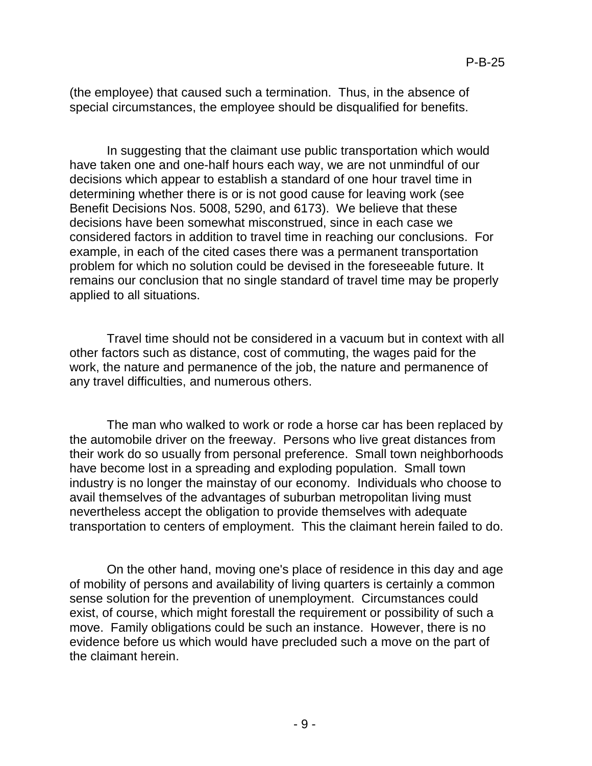(the employee) that caused such a termination. Thus, in the absence of special circumstances, the employee should be disqualified for benefits.

In suggesting that the claimant use public transportation which would have taken one and one-half hours each way, we are not unmindful of our decisions which appear to establish a standard of one hour travel time in determining whether there is or is not good cause for leaving work (see Benefit Decisions Nos. 5008, 5290, and 6173). We believe that these decisions have been somewhat misconstrued, since in each case we considered factors in addition to travel time in reaching our conclusions. For example, in each of the cited cases there was a permanent transportation problem for which no solution could be devised in the foreseeable future. It remains our conclusion that no single standard of travel time may be properly applied to all situations.

Travel time should not be considered in a vacuum but in context with all other factors such as distance, cost of commuting, the wages paid for the work, the nature and permanence of the job, the nature and permanence of any travel difficulties, and numerous others.

The man who walked to work or rode a horse car has been replaced by the automobile driver on the freeway. Persons who live great distances from their work do so usually from personal preference. Small town neighborhoods have become lost in a spreading and exploding population. Small town industry is no longer the mainstay of our economy. Individuals who choose to avail themselves of the advantages of suburban metropolitan living must nevertheless accept the obligation to provide themselves with adequate transportation to centers of employment. This the claimant herein failed to do.

On the other hand, moving one's place of residence in this day and age of mobility of persons and availability of living quarters is certainly a common sense solution for the prevention of unemployment. Circumstances could exist, of course, which might forestall the requirement or possibility of such a move. Family obligations could be such an instance. However, there is no evidence before us which would have precluded such a move on the part of the claimant herein.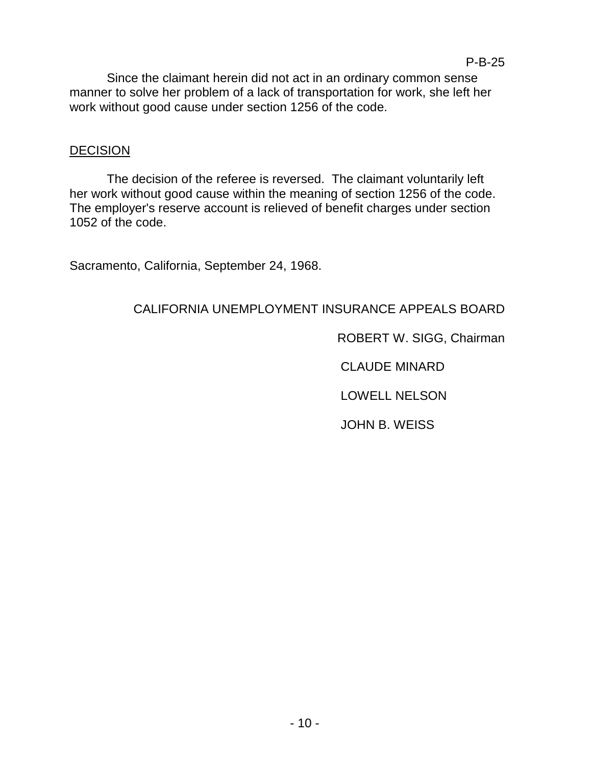Since the claimant herein did not act in an ordinary common sense manner to solve her problem of a lack of transportation for work, she left her work without good cause under section 1256 of the code.

## DECISION

The decision of the referee is reversed. The claimant voluntarily left her work without good cause within the meaning of section 1256 of the code. The employer's reserve account is relieved of benefit charges under section 1052 of the code.

Sacramento, California, September 24, 1968.

CALIFORNIA UNEMPLOYMENT INSURANCE APPEALS BOARD

ROBERT W. SIGG, Chairman

CLAUDE MINARD

LOWELL NELSON

JOHN B. WEISS